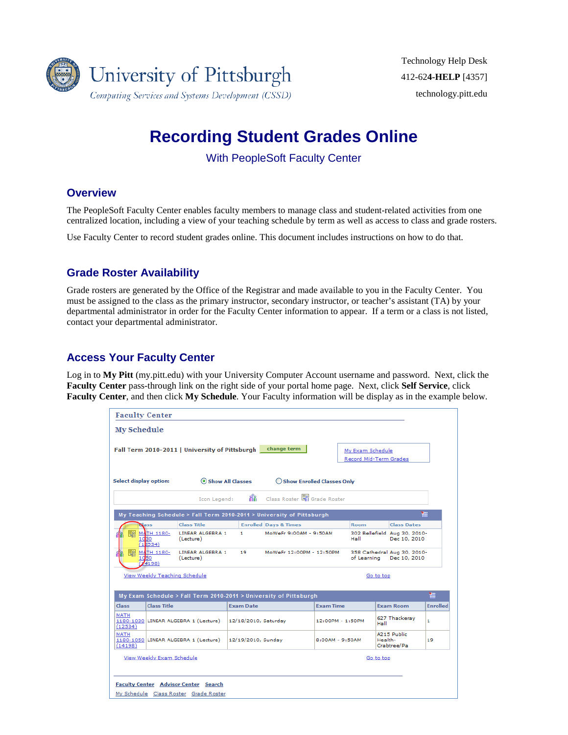University of Pittsburgh
*Computing Services and Systems Development (CSSD)*

Technology Help Desk
412-624-**HELP** [4357]
technology.pitt.edu

# Recording Student Grades Online

With PeopleSoft Faculty Center

## Overview

The PeopleSoft Faculty Center enables faculty members to manage class and student-related activities from one centralized location, including a view of your teaching schedule by term as well as access to class and grade rosters.

Use Faculty Center to record student grades online. This document includes instructions on how to do that.

## Grade Roster Availability

Grade rosters are generated by the Office of the Registrar and made available to you in the Faculty Center. You must be assigned to the class as the primary instructor, secondary instructor, or teacher's assistant (TA) by your departmental administrator in order for the Faculty Center information to appear. If a term or a class is not listed, contact your departmental administrator.

## Access Your Faculty Center

Log in to **My Pitt** (my.pitt.edu) with your University Computer Account username and password. Next, click the **Faculty Center** pass-through link on the right side of your portal home page. Next, click **Self Service**, click **Faculty Center**, and then click **My Schedule**. Your Faculty information will be display as in the example below.

Faculty Center

My Schedule

Fall Term 2010-2011 | University of Pittsburgh [change term]

My Exam Schedule
Record Mid-Term Grades

Select display option: (•) Show All Classes ( ) Show Enrolled Classes Only

Icon Legend: Class Roster Grade Roster

My Teaching Schedule > Fall Term 2010-2011 > University of Pittsburgh

| Class | Class Title | Enrolled | Days & Times | Room | Class Dates |
|---|---|---|---|---|---|
| MATH 1180-1030 (12534) | LINEAR ALGEBRA 1 (Lecture) | 1 | MoWeFr 9:00AM - 9:50AM | 302 Bellefield Hall | Aug 30, 2010-Dec 10, 2010 |
| MATH 1180-1050 (14198) | LINEAR ALGEBRA 1 (Lecture) | 19 | MoWeFr 12:00PM - 12:50PM | 358 Cathedral of Learning | Aug 30, 2010-Dec 10, 2010 |

View Weekly Teaching Schedule    Go to top

My Exam Schedule > Fall Term 2010-2011 > University of Pittsburgh

| Class | Class Title | Exam Date | Exam Time | Exam Room | Enrolled |
|---|---|---|---|---|---|
| MATH 1180-1030 (12534) | LINEAR ALGEBRA 1 (Lecture) | 12/18/2010, Saturday | 12:00PM - 1:50PM | 627 Thackeray Hall | 1 |
| MATH 1180-1050 (14198) | LINEAR ALGEBRA 1 (Lecture) | 12/19/2010, Sunday | 8:00AM - 9:50AM | A215 Public Health-Crabtree/Pa | 19 |

View Weekly Exam Schedule    Go to top

Faculty Center  Advisor Center  Search
My Schedule  Class Roster  Grade Roster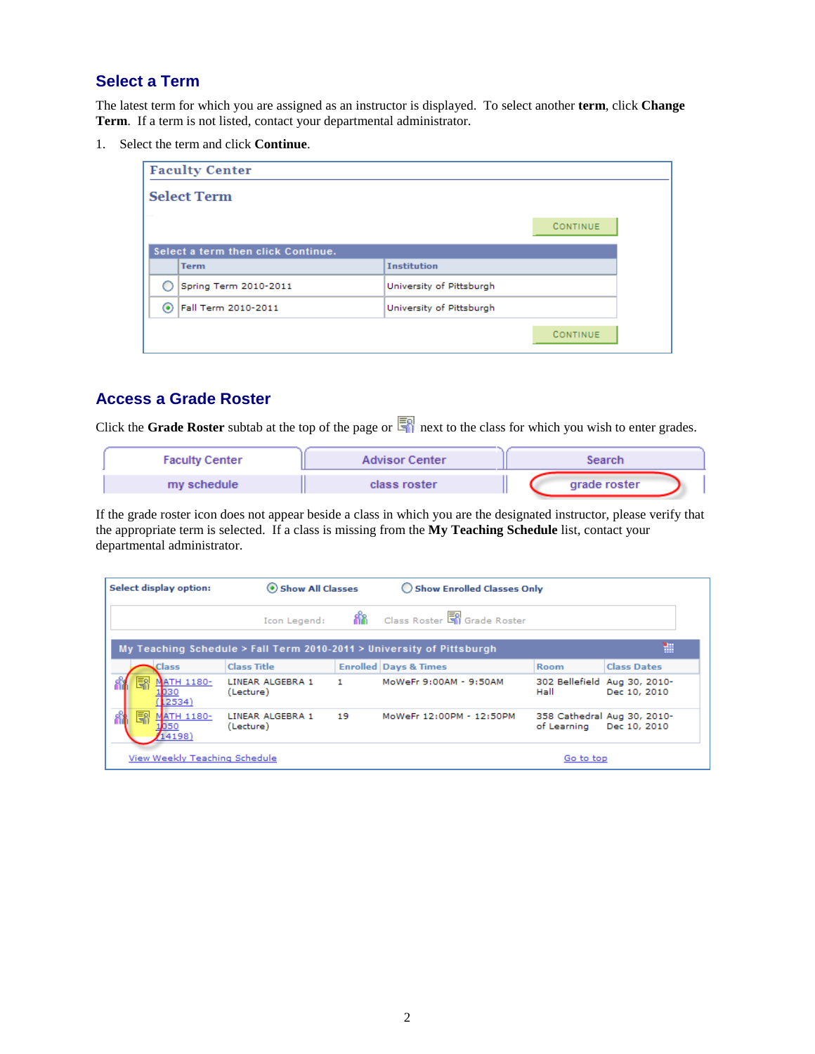## Select a Term

The latest term for which you are assigned as an instructor is displayed. To select another **term**, click **Change Term**. If a term is not listed, contact your departmental administrator.

1. Select the term and click **Continue**.

**Faculty Center**

**Select Term**

CONTINUE

Select a term then click Continue.

| | Term | Institution |
|---|---|---|
| ○ | Spring Term 2010-2011 | University of Pittsburgh |
| ◉ | Fall Term 2010-2011 | University of Pittsburgh |

CONTINUE

## Access a Grade Roster

Click the **Grade Roster** subtab at the top of the page or next to the class for which you wish to enter grades.

| Faculty Center | Advisor Center | Search |
|---|---|---|
| my schedule | class roster | grade roster |

If the grade roster icon does not appear beside a class in which you are the designated instructor, please verify that the appropriate term is selected. If a class is missing from the **My Teaching Schedule** list, contact your departmental administrator.

Select display option: ◉ Show All Classes ○ Show Enrolled Classes Only

Icon Legend: Class Roster Grade Roster

My Teaching Schedule > Fall Term 2010-2011 > University of Pittsburgh

| | | Class | Class Title | Enrolled | Days & Times | Room | Class Dates |
|---|---|---|---|---|---|---|---|
| | | MATH 1180-1030 (12534) | LINEAR ALGEBRA 1 (Lecture) | 1 | MoWeFr 9:00AM - 9:50AM | 302 Bellefield Hall | Aug 30, 2010-Dec 10, 2010 |
| | | MATH 1180-1050 (14198) | LINEAR ALGEBRA 1 (Lecture) | 19 | MoWeFr 12:00PM - 12:50PM | 358 Cathedral of Learning | Aug 30, 2010-Dec 10, 2010 |

View Weekly Teaching Schedule                    Go to top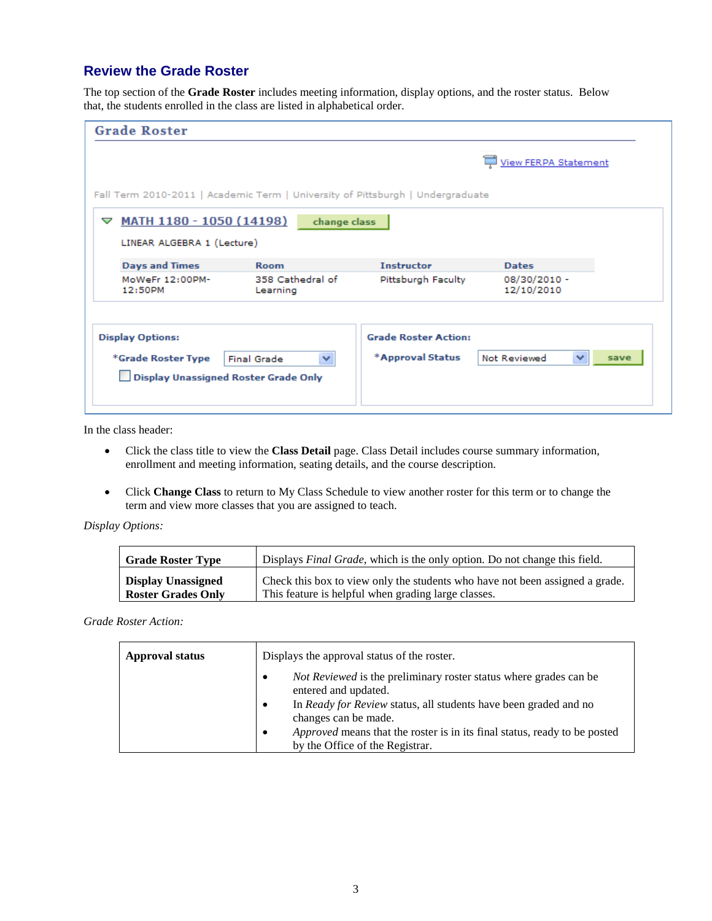## Review the Grade Roster

The top section of the **Grade Roster** includes meeting information, display options, and the roster status. Below that, the students enrolled in the class are listed in alphabetical order.

**Grade Roster**

View FERPA Statement

Fall Term 2010-2011 | Academic Term | University of Pittsburgh | Undergraduate

MATH 1180 - 1050 (14198) change class

LINEAR ALGEBRA 1 (Lecture)

| Days and Times | Room | Instructor | Dates |
|---|---|---|---|
| MoWeFr 12:00PM-12:50PM | 358 Cathedral of Learning | Pittsburgh Faculty | 08/30/2010 - 12/10/2010 |

**Display Options:**

*Grade Roster Type: Final Grade

Display Unassigned Roster Grade Only

**Grade Roster Action:**

*Approval Status: Not Reviewed — save

In the class header:

- Click the class title to view the **Class Detail** page. Class Detail includes course summary information, enrollment and meeting information, seating details, and the course description.
- Click **Change Class** to return to My Class Schedule to view another roster for this term or to change the term and view more classes that you are assigned to teach.

*Display Options:*

| | |
|---|---|
| **Grade Roster Type** | Displays *Final Grade*, which is the only option. Do not change this field. |
| **Display Unassigned Roster Grades Only** | Check this box to view only the students who have not been assigned a grade. This feature is helpful when grading large classes. |

*Grade Roster Action:*

| | |
|---|---|
| **Approval status** | Displays the approval status of the roster.<br>• *Not Reviewed* is the preliminary roster status where grades can be entered and updated.<br>• In *Ready for Review* status, all students have been graded and no changes can be made.<br>• *Approved* means that the roster is in its final status, ready to be posted by the Office of the Registrar. |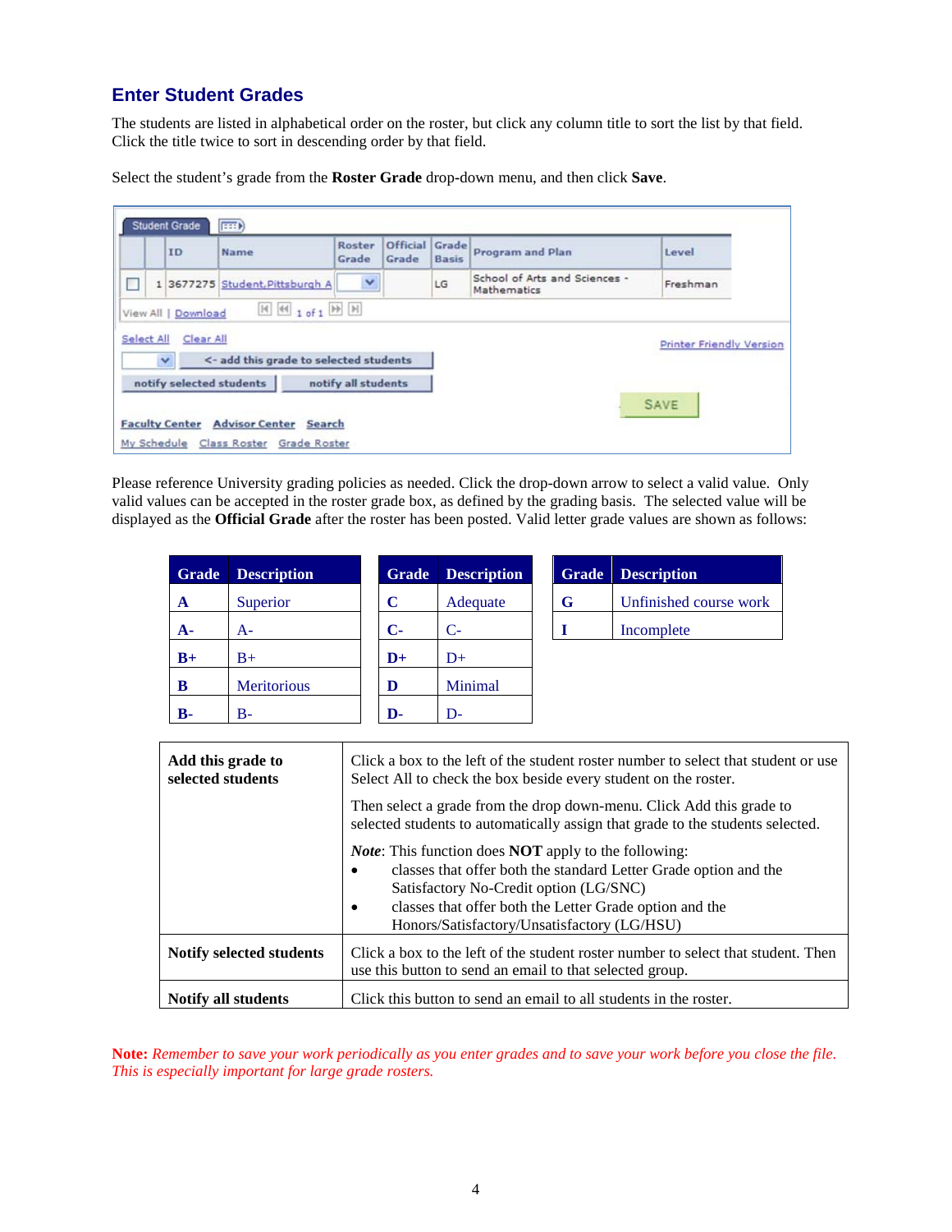## Enter Student Grades

The students are listed in alphabetical order on the roster, but click any column title to sort the list by that field. Click the title twice to sort in descending order by that field.

Select the student's grade from the **Roster Grade** drop-down menu, and then click **Save**.

| | | ID | Name | Roster Grade | Official Grade | Grade Basis | Program and Plan | Level |
|---|---|---|---|---|---|---|---|---|
| ☐ | 1 | 3677275 | Student,Pittsburgh A | | | LG | School of Arts and Sciences - Mathematics | Freshman |

View All | Download    1 of 1

Select All   Clear All    Printer Friendly Version

<- add this grade to selected students

notify selected students   notify all students

SAVE

Faculty Center   Advisor Center   Search

My Schedule   Class Roster   Grade Roster

Please reference University grading policies as needed. Click the drop-down arrow to select a valid value. Only valid values can be accepted in the roster grade box, as defined by the grading basis. The selected value will be displayed as the **Official Grade** after the roster has been posted. Valid letter grade values are shown as follows:

| Grade | Description |
|---|---|
| **A** | Superior |
| **A-** | A- |
| **B+** | B+ |
| **B** | Meritorious |
| **B-** | B- |

| Grade | Description |
|---|---|
| **C** | Adequate |
| **C-** | C- |
| **D+** | D+ |
| **D** | Minimal |
| **D-** | D- |

| Grade | Description |
|---|---|
| **G** | Unfinished course work |
| **I** | Incomplete |

| | |
|---|---|
| **Add this grade to selected students** | Click a box to the left of the student roster number to select that student or use Select All to check the box beside every student on the roster. Then select a grade from the drop down-menu. Click Add this grade to selected students to automatically assign that grade to the students selected. *Note*: This function does **NOT** apply to the following: • classes that offer both the standard Letter Grade option and the Satisfactory No-Credit option (LG/SNC) • classes that offer both the Letter Grade option and the Honors/Satisfactory/Unsatisfactory (LG/HSU) |
| **Notify selected students** | Click a box to the left of the student roster number to select that student. Then use this button to send an email to that selected group. |
| **Notify all students** | Click this button to send an email to all students in the roster. |

**Note:** *Remember to save your work periodically as you enter grades and to save your work before you close the file. This is especially important for large grade rosters.*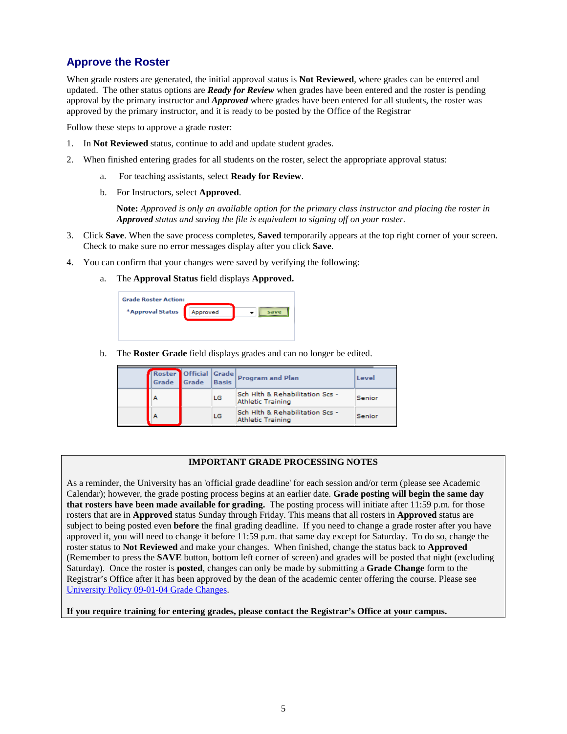## Approve the Roster

When grade rosters are generated, the initial approval status is **Not Reviewed**, where grades can be entered and updated. The other status options are ***Ready for Review*** when grades have been entered and the roster is pending approval by the primary instructor and ***Approved*** where grades have been entered for all students, the roster was approved by the primary instructor, and it is ready to be posted by the Office of the Registrar

Follow these steps to approve a grade roster:

1. In **Not Reviewed** status, continue to add and update student grades.
2. When finished entering grades for all students on the roster, select the appropriate approval status:
   a. For teaching assistants, select **Ready for Review**.
   b. For Instructors, select **Approved**.

      **Note:** *Approved is only an available option for the primary class instructor and placing the roster in* ***Approved*** *status and saving the file is equivalent to signing off on your roster.*
3. Click **Save**. When the save process completes, **Saved** temporarily appears at the top right corner of your screen. Check to make sure no error messages display after you click **Save**.
4. You can confirm that your changes were saved by verifying the following:
   a. The **Approval Status** field displays **Approved.**

      Grade Roster Action:
      *Approval Status: Approved [save]

   b. The **Roster Grade** field displays grades and can no longer be edited.

| | Roster Grade | Official Grade | Grade Basis | Program and Plan | Level |
|---|---|---|---|---|---|
| | A | | LG | Sch Hlth & Rehabilitation Scs - Athletic Training | Senior |
| | A | | LG | Sch Hlth & Rehabilitation Scs - Athletic Training | Senior |

**IMPORTANT GRADE PROCESSING NOTES**

As a reminder, the University has an 'official grade deadline' for each session and/or term (please see Academic Calendar); however, the grade posting process begins at an earlier date. **Grade posting will begin the same day that rosters have been made available for grading.** The posting process will initiate after 11:59 p.m. for those rosters that are in **Approved** status Sunday through Friday. This means that all rosters in **Approved** status are subject to being posted even **before** the final grading deadline. If you need to change a grade roster after you have approved it, you will need to change it before 11:59 p.m. that same day except for Saturday. To do so, change the roster status to **Not Reviewed** and make your changes. When finished, change the status back to **Approved** (Remember to press the **SAVE** button, bottom left corner of screen) and grades will be posted that night (excluding Saturday). Once the roster is **posted**, changes can only be made by submitting a **Grade Change** form to the Registrar's Office after it has been approved by the dean of the academic center offering the course. Please see University Policy 09-01-04 Grade Changes.

**If you require training for entering grades, please contact the Registrar's Office at your campus.**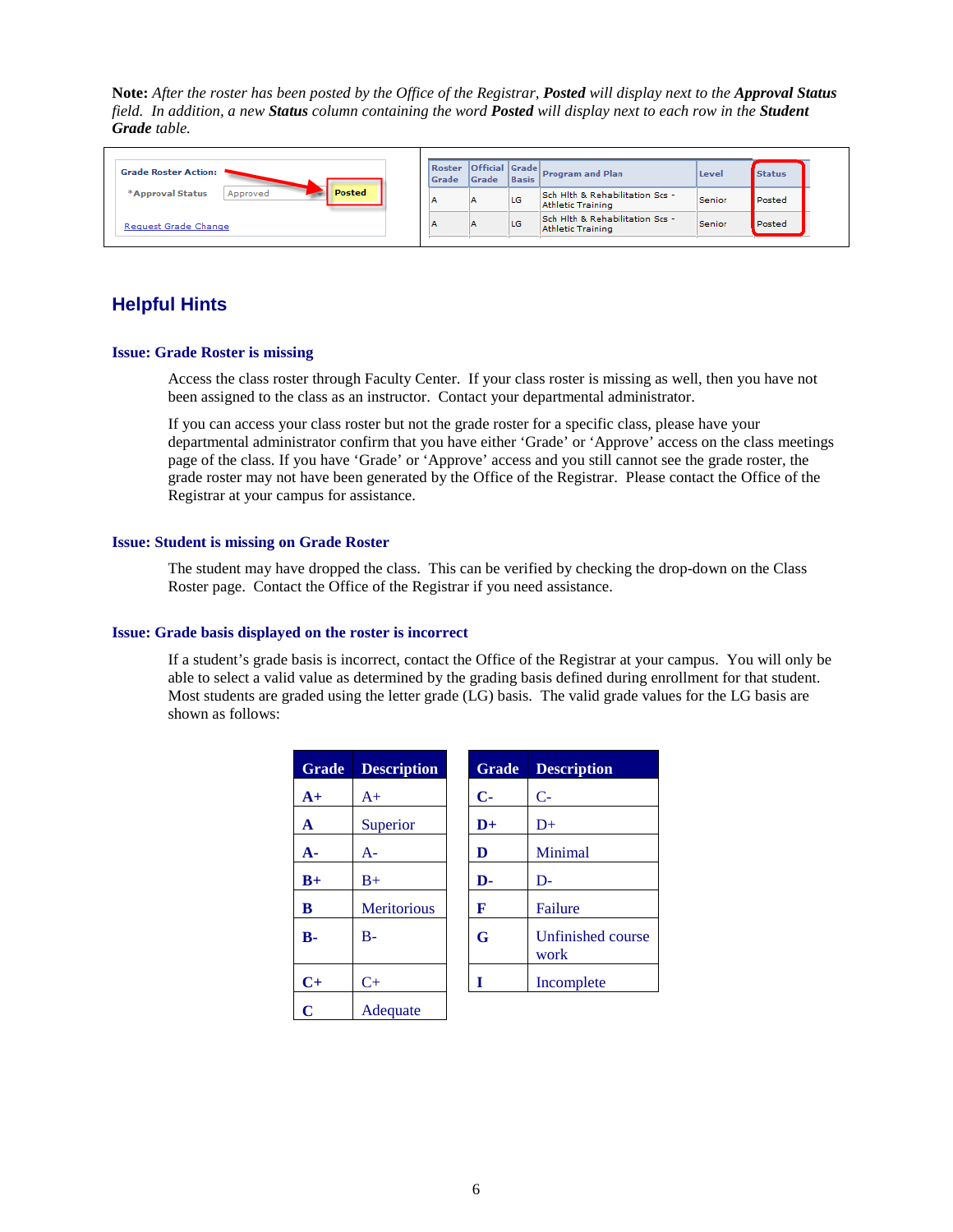**Note:** *After the roster has been posted by the Office of the Registrar,* ***Posted*** *will display next to the* ***Approval Status*** *field. In addition, a new* ***Status*** *column containing the word* ***Posted*** *will display next to each row in the* ***Student Grade*** *table.*

Grade Roster Action:

*Approval Status: Approved | **Posted**

Request Grade Change

| Roster Grade | Official Grade | Grade Basis | Program and Plan | Level | Status |
|---|---|---|---|---|---|
| A | A | LG | Sch Hlth & Rehabilitation Scs - Athletic Training | Senior | Posted |
| A | A | LG | Sch Hlth & Rehabilitation Scs - Athletic Training | Senior | Posted |

## Helpful Hints

### Issue: Grade Roster is missing

Access the class roster through Faculty Center. If your class roster is missing as well, then you have not been assigned to the class as an instructor. Contact your departmental administrator.

If you can access your class roster but not the grade roster for a specific class, please have your departmental administrator confirm that you have either 'Grade' or 'Approve' access on the class meetings page of the class. If you have 'Grade' or 'Approve' access and you still cannot see the grade roster, the grade roster may not have been generated by the Office of the Registrar. Please contact the Office of the Registrar at your campus for assistance.

### Issue: Student is missing on Grade Roster

The student may have dropped the class. This can be verified by checking the drop-down on the Class Roster page. Contact the Office of the Registrar if you need assistance.

### Issue: Grade basis displayed on the roster is incorrect

If a student's grade basis is incorrect, contact the Office of the Registrar at your campus. You will only be able to select a valid value as determined by the grading basis defined during enrollment for that student. Most students are graded using the letter grade (LG) basis. The valid grade values for the LG basis are shown as follows:

| Grade | Description |
|---|---|
| **A+** | A+ |
| **A** | Superior |
| **A-** | A- |
| **B+** | B+ |
| **B** | Meritorious |
| **B-** | B- |
| **C+** | C+ |
| **C** | Adequate |

| Grade | Description |
|---|---|
| **C-** | C- |
| **D+** | D+ |
| **D** | Minimal |
| **D-** | D- |
| **F** | Failure |
| **G** | Unfinished course work |
| **I** | Incomplete |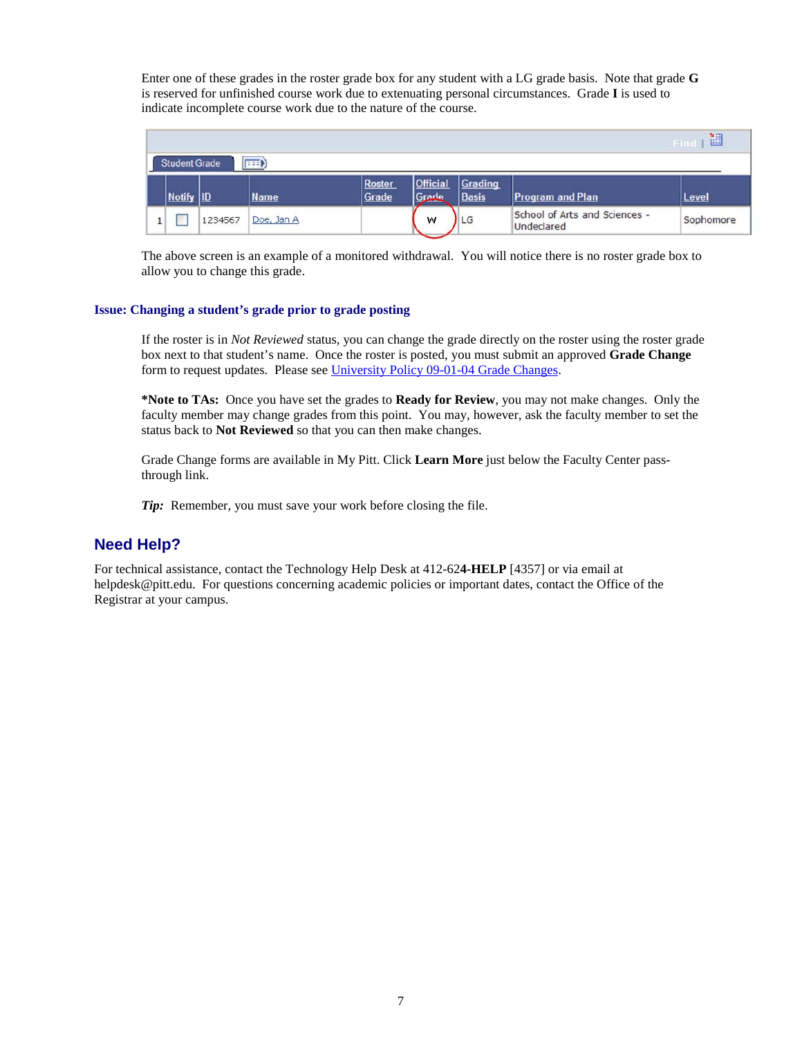Enter one of these grades in the roster grade box for any student with a LG grade basis. Note that grade **G** is reserved for unfinished course work due to extenuating personal circumstances. Grade **I** is used to indicate incomplete course work due to the nature of the course.

Find |

Student Grade

| | Notify | ID | Name | Roster Grade | Official Grade | Grading Basis | Program and Plan | Level |
|---|---|---|---|---|---|---|---|---|
| 1 | ☐ | 1234567 | Doe, Jan A | | W | LG | School of Arts and Sciences - Undeclared | Sophomore |

The above screen is an example of a monitored withdrawal. You will notice there is no roster grade box to allow you to change this grade.

### Issue: Changing a student's grade prior to grade posting

If the roster is in *Not Reviewed* status, you can change the grade directly on the roster using the roster grade box next to that student's name. Once the roster is posted, you must submit an approved **Grade Change** form to request updates. Please see University Policy 09-01-04 Grade Changes.

***Note to TAs:** Once you have set the grades to **Ready for Review**, you may not make changes. Only the faculty member may change grades from this point. You may, however, ask the faculty member to set the status back to **Not Reviewed** so that you can then make changes.

Grade Change forms are available in My Pitt. Click **Learn More** just below the Faculty Center pass-through link.

***Tip:*** Remember, you must save your work before closing the file.

## Need Help?

For technical assistance, contact the Technology Help Desk at 412-62**4-HELP** [4357] or via email at helpdesk@pitt.edu. For questions concerning academic policies or important dates, contact the Office of the Registrar at your campus.